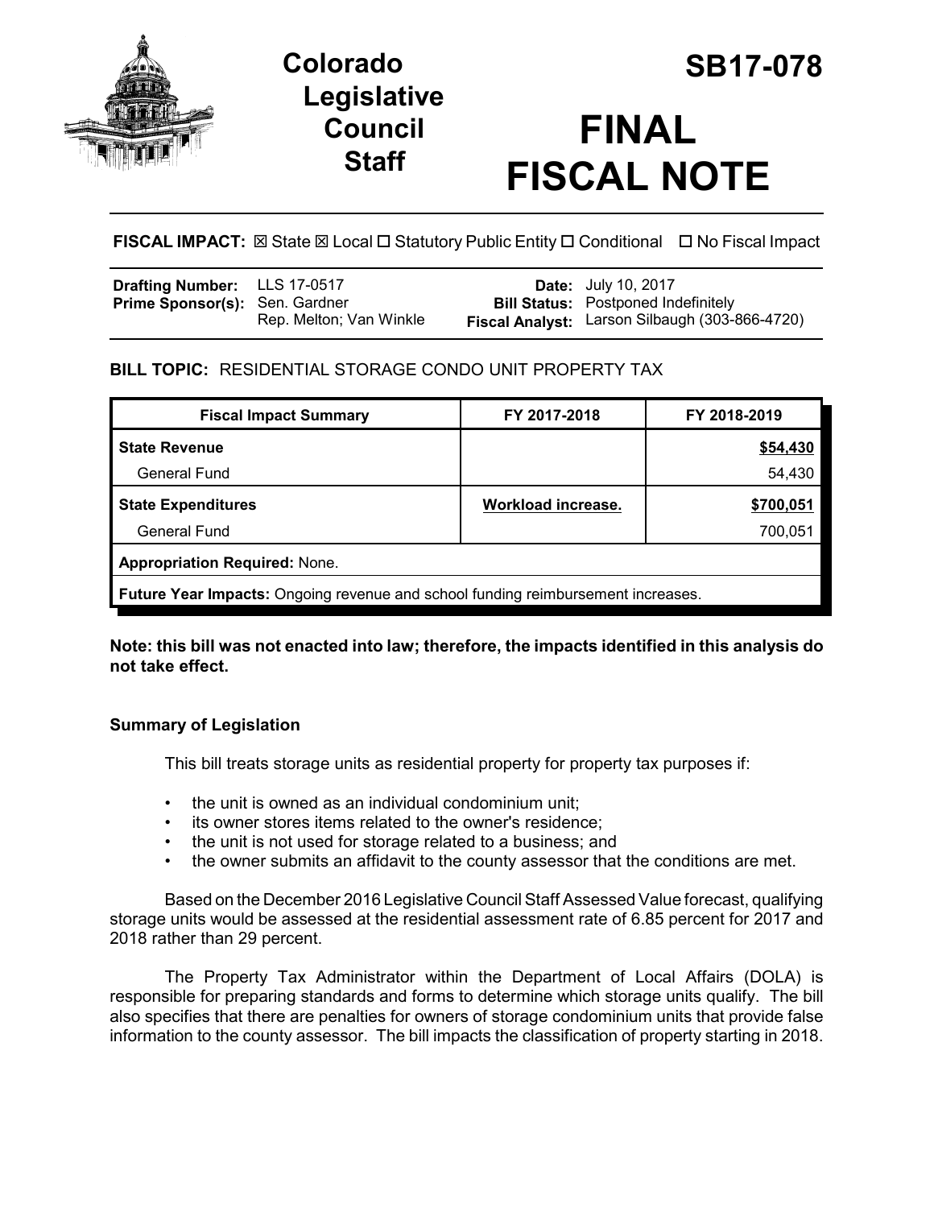# Colorado Legislative Council Staff

# SB17-078

# FINAL FISCAL NOTE

**FISCAL IMPACT:** ☒ State ☒ Local ☐ Statutory Public Entity ☐ Conditional ☐ No Fiscal Impact

| | | | |
|---|---|---|---|
| **Drafting Number:** | LLS 17-0517 | **Date:** | July 10, 2017 |
| **Prime Sponsor(s):** | Sen. Gardner<br>Rep. Melton; Van Winkle | **Bill Status:** | Postponed Indefinitely |
| | | **Fiscal Analyst:** | Larson Silbaugh (303-866-4720) |

**BILL TOPIC:** RESIDENTIAL STORAGE CONDO UNIT PROPERTY TAX

| Fiscal Impact Summary | FY 2017-2018 | FY 2018-2019 |
|---|---|---|
| **State Revenue** | | **$54,430** |
| General Fund | | 54,430 |
| **State Expenditures** | **Workload increase.** | **$700,051** |
| General Fund | | 700,051 |
| **Appropriation Required:** None. | | |
| **Future Year Impacts:** Ongoing revenue and school funding reimbursement increases. | | |

**Note: this bill was not enacted into law; therefore, the impacts identified in this analysis do not take effect.**

## Summary of Legislation

This bill treats storage units as residential property for property tax purposes if:

- the unit is owned as an individual condominium unit;
- its owner stores items related to the owner's residence;
- the unit is not used for storage related to a business; and
- the owner submits an affidavit to the county assessor that the conditions are met.

Based on the December 2016 Legislative Council Staff Assessed Value forecast, qualifying storage units would be assessed at the residential assessment rate of 6.85 percent for 2017 and 2018 rather than 29 percent.

The Property Tax Administrator within the Department of Local Affairs (DOLA) is responsible for preparing standards and forms to determine which storage units qualify. The bill also specifies that there are penalties for owners of storage condominium units that provide false information to the county assessor. The bill impacts the classification of property starting in 2018.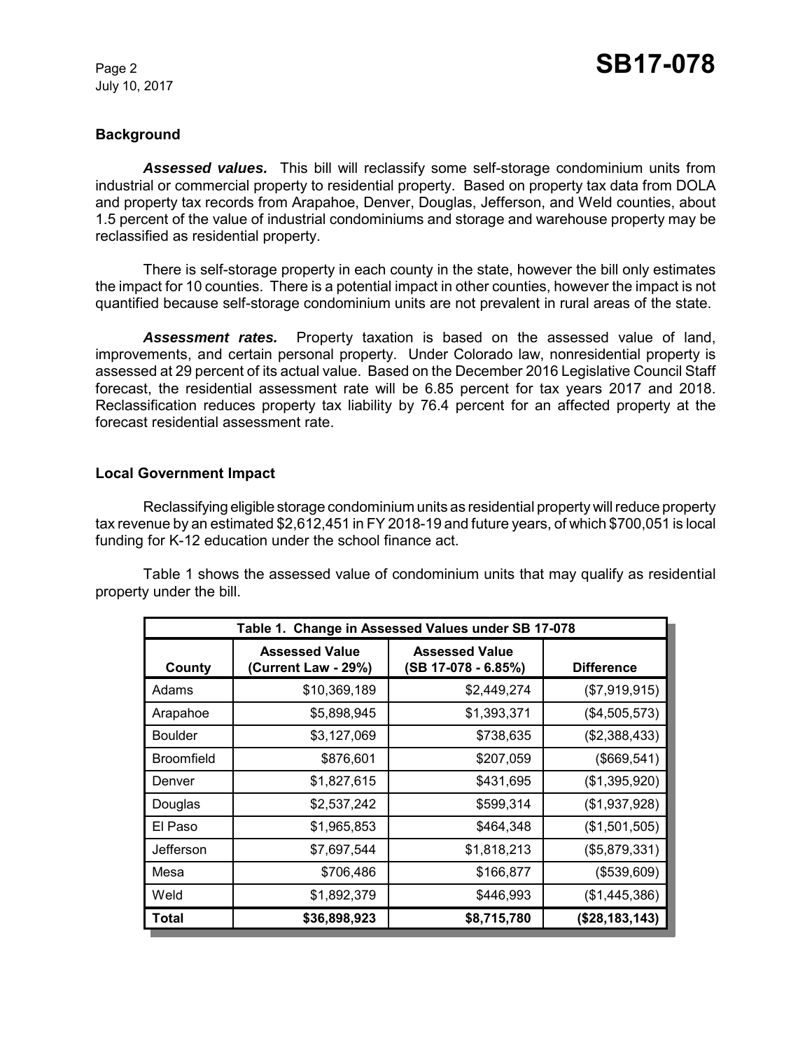### Background

***Assessed values.*** This bill will reclassify some self-storage condominium units from industrial or commercial property to residential property. Based on property tax data from DOLA and property tax records from Arapahoe, Denver, Douglas, Jefferson, and Weld counties, about 1.5 percent of the value of industrial condominiums and storage and warehouse property may be reclassified as residential property.

There is self-storage property in each county in the state, however the bill only estimates the impact for 10 counties. There is a potential impact in other counties, however the impact is not quantified because self-storage condominium units are not prevalent in rural areas of the state.

***Assessment rates.*** Property taxation is based on the assessed value of land, improvements, and certain personal property. Under Colorado law, nonresidential property is assessed at 29 percent of its actual value. Based on the December 2016 Legislative Council Staff forecast, the residential assessment rate will be 6.85 percent for tax years 2017 and 2018. Reclassification reduces property tax liability by 76.4 percent for an affected property at the forecast residential assessment rate.

### Local Government Impact

Reclassifying eligible storage condominium units as residential property will reduce property tax revenue by an estimated $2,612,451 in FY 2018-19 and future years, of which $700,051 is local funding for K-12 education under the school finance act.

Table 1 shows the assessed value of condominium units that may qualify as residential property under the bill.

**Table 1. Change in Assessed Values under SB 17-078**

| County | Assessed Value (Current Law - 29%) | Assessed Value (SB 17-078 - 6.85%) | Difference |
|---|---|---|---|
| Adams | $10,369,189 | $2,449,274 | ($7,919,915) |
| Arapahoe | $5,898,945 | $1,393,371 | ($4,505,573) |
| Boulder | $3,127,069 | $738,635 | ($2,388,433) |
| Broomfield | $876,601 | $207,059 | ($669,541) |
| Denver | $1,827,615 | $431,695 | ($1,395,920) |
| Douglas | $2,537,242 | $599,314 | ($1,937,928) |
| El Paso | $1,965,853 | $464,348 | ($1,501,505) |
| Jefferson | $7,697,544 | $1,818,213 | ($5,879,331) |
| Mesa | $706,486 | $166,877 | ($539,609) |
| Weld | $1,892,379 | $446,993 | ($1,445,386) |
| **Total** | **$36,898,923** | **$8,715,780** | **($28,183,143)** |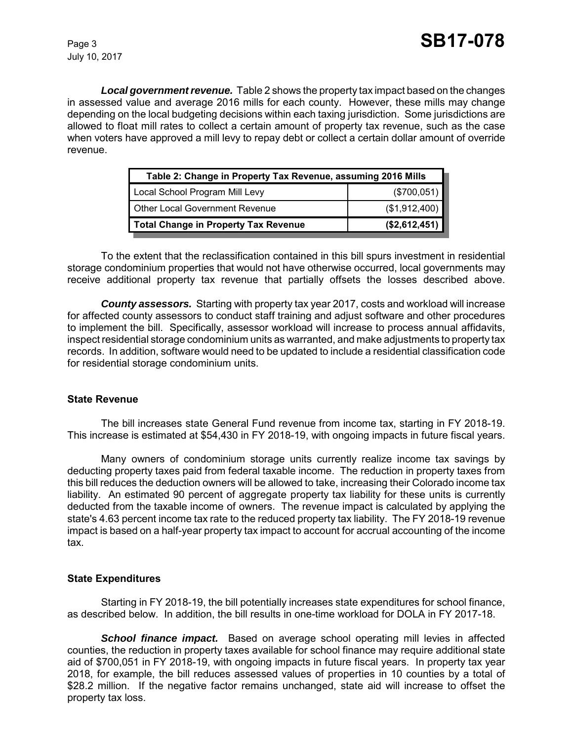***Local government revenue.*** Table 2 shows the property tax impact based on the changes in assessed value and average 2016 mills for each county. However, these mills may change depending on the local budgeting decisions within each taxing jurisdiction. Some jurisdictions are allowed to float mill rates to collect a certain amount of property tax revenue, such as the case when voters have approved a mill levy to repay debt or collect a certain dollar amount of override revenue.

| Table 2: Change in Property Tax Revenue, assuming 2016 Mills | |
|---|---|
| Local School Program Mill Levy | ($700,051) |
| Other Local Government Revenue | ($1,912,400) |
| **Total Change in Property Tax Revenue** | **($2,612,451)** |

To the extent that the reclassification contained in this bill spurs investment in residential storage condominium properties that would not have otherwise occurred, local governments may receive additional property tax revenue that partially offsets the losses described above.

***County assessors.*** Starting with property tax year 2017, costs and workload will increase for affected county assessors to conduct staff training and adjust software and other procedures to implement the bill. Specifically, assessor workload will increase to process annual affidavits, inspect residential storage condominium units as warranted, and make adjustments to property tax records. In addition, software would need to be updated to include a residential classification code for residential storage condominium units.

**State Revenue**

The bill increases state General Fund revenue from income tax, starting in FY 2018-19. This increase is estimated at $54,430 in FY 2018-19, with ongoing impacts in future fiscal years.

Many owners of condominium storage units currently realize income tax savings by deducting property taxes paid from federal taxable income. The reduction in property taxes from this bill reduces the deduction owners will be allowed to take, increasing their Colorado income tax liability. An estimated 90 percent of aggregate property tax liability for these units is currently deducted from the taxable income of owners. The revenue impact is calculated by applying the state's 4.63 percent income tax rate to the reduced property tax liability. The FY 2018-19 revenue impact is based on a half-year property tax impact to account for accrual accounting of the income tax.

**State Expenditures**

Starting in FY 2018-19, the bill potentially increases state expenditures for school finance, as described below. In addition, the bill results in one-time workload for DOLA in FY 2017-18.

***School finance impact.*** Based on average school operating mill levies in affected counties, the reduction in property taxes available for school finance may require additional state aid of $700,051 in FY 2018-19, with ongoing impacts in future fiscal years. In property tax year 2018, for example, the bill reduces assessed values of properties in 10 counties by a total of $28.2 million. If the negative factor remains unchanged, state aid will increase to offset the property tax loss.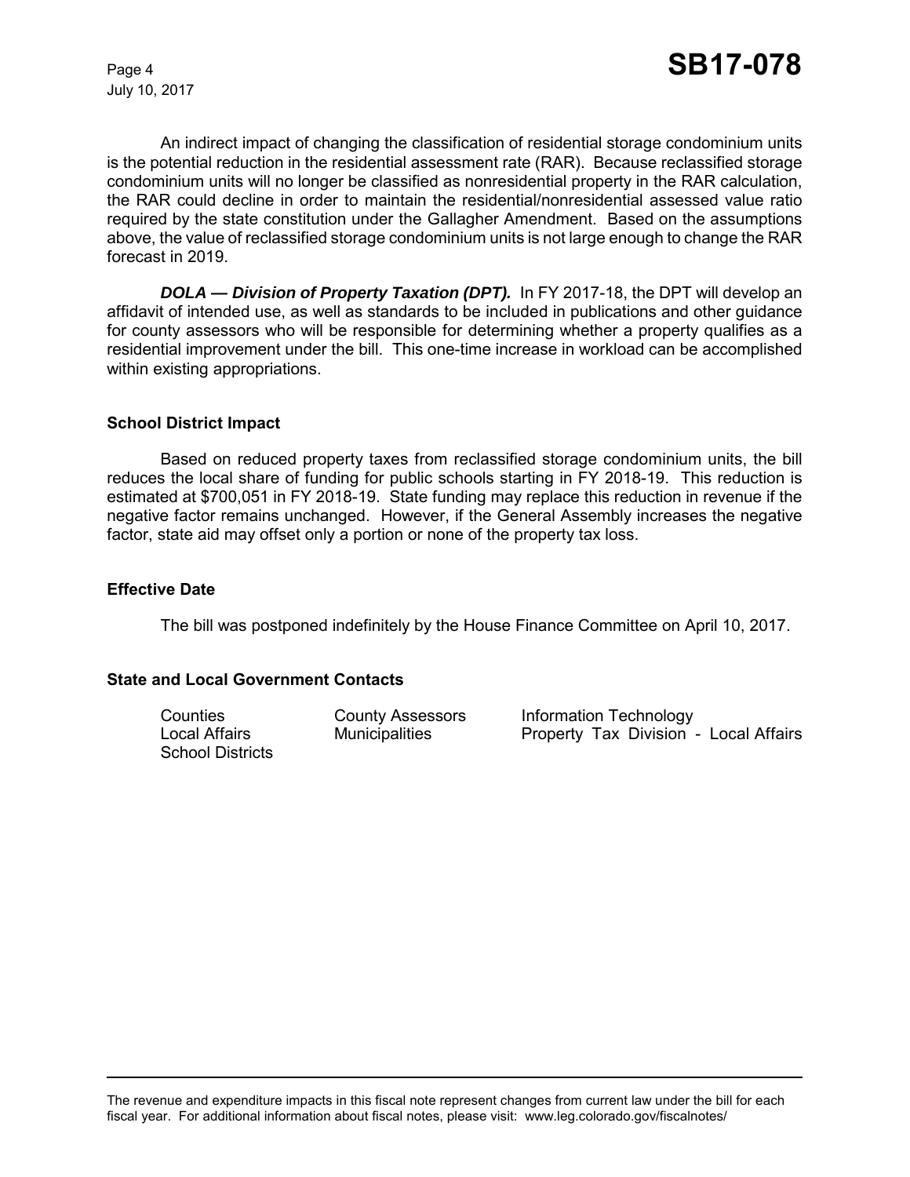An indirect impact of changing the classification of residential storage condominium units is the potential reduction in the residential assessment rate (RAR). Because reclassified storage condominium units will no longer be classified as nonresidential property in the RAR calculation, the RAR could decline in order to maintain the residential/nonresidential assessed value ratio required by the state constitution under the Gallagher Amendment. Based on the assumptions above, the value of reclassified storage condominium units is not large enough to change the RAR forecast in 2019.

***DOLA — Division of Property Taxation (DPT).*** In FY 2017-18, the DPT will develop an affidavit of intended use, as well as standards to be included in publications and other guidance for county assessors who will be responsible for determining whether a property qualifies as a residential improvement under the bill. This one-time increase in workload can be accomplished within existing appropriations.

### School District Impact

Based on reduced property taxes from reclassified storage condominium units, the bill reduces the local share of funding for public schools starting in FY 2018-19. This reduction is estimated at $700,051 in FY 2018-19. State funding may replace this reduction in revenue if the negative factor remains unchanged. However, if the General Assembly increases the negative factor, state aid may offset only a portion or none of the property tax loss.

### Effective Date

The bill was postponed indefinitely by the House Finance Committee on April 10, 2017.

### State and Local Government Contacts

Counties, County Assessors, Information Technology, Local Affairs, Municipalities, Property Tax Division - Local Affairs, School Districts

The revenue and expenditure impacts in this fiscal note represent changes from current law under the bill for each fiscal year. For additional information about fiscal notes, please visit: www.leg.colorado.gov/fiscalnotes/